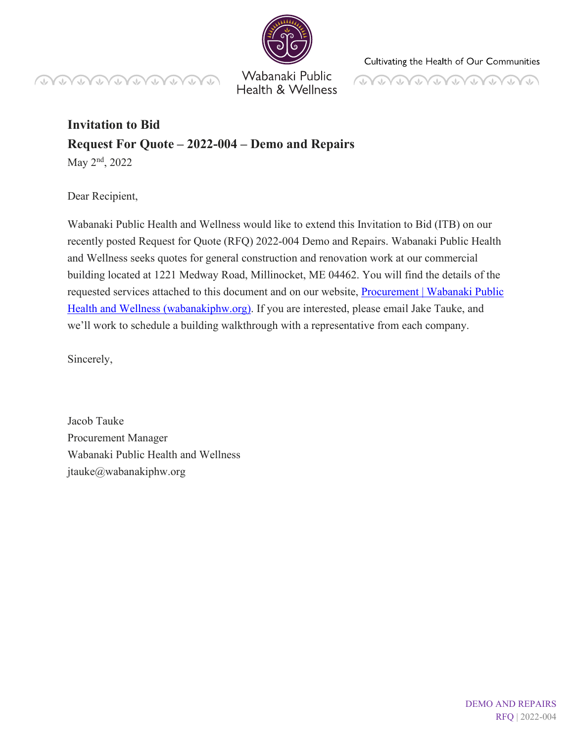Wabanaki Public Health & Wellness

Cultivating the Health of Our Communities

**Invitation to Bid**

**Request For Quote – 2022-004 – Demo and Repairs**

May 2nd, 2022

Dear Recipient,

Wabanaki Public Health and Wellness would like to extend this Invitation to Bid (ITB) on our recently posted Request for Quote (RFQ) 2022-004 Demo and Repairs. Wabanaki Public Health and Wellness seeks quotes for general construction and renovation work at our commercial building located at 1221 Medway Road, Millinocket, ME 04462. You will find the details of the requested services attached to this document and on our website, [Procurement | Wabanaki Public Health and Wellness (wabanakiphw.org)](wabanakiphw.org). If you are interested, please email Jake Tauke, and we'll work to schedule a building walkthrough with a representative from each company.

Sincerely,

Jacob Tauke
Procurement Manager
Wabanaki Public Health and Wellness
jtauke@wabanakiphw.org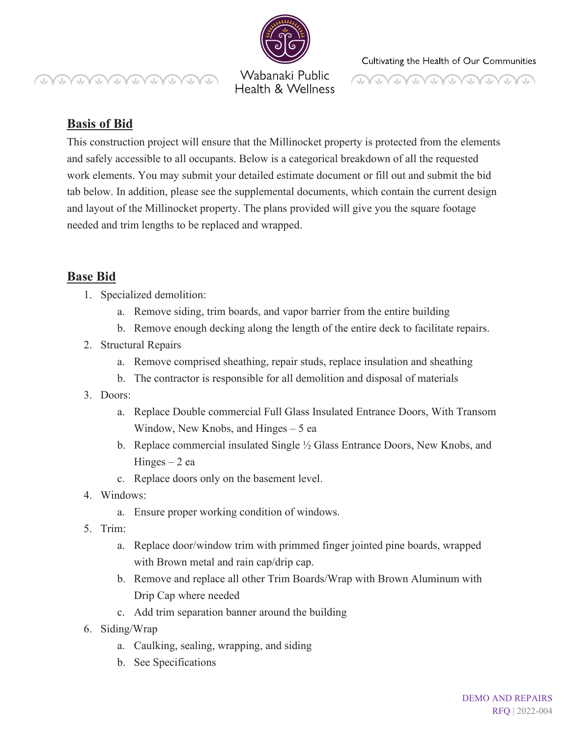## Basis of Bid

This construction project will ensure that the Millinocket property is protected from the elements and safely accessible to all occupants. Below is a categorical breakdown of all the requested work elements. You may submit your detailed estimate document or fill out and submit the bid tab below. In addition, please see the supplemental documents, which contain the current design and layout of the Millinocket property. The plans provided will give you the square footage needed and trim lengths to be replaced and wrapped.

## Base Bid

1. Specialized demolition:
   a. Remove siding, trim boards, and vapor barrier from the entire building
   b. Remove enough decking along the length of the entire deck to facilitate repairs.
2. Structural Repairs
   a. Remove comprised sheathing, repair studs, replace insulation and sheathing
   b. The contractor is responsible for all demolition and disposal of materials
3. Doors:
   a. Replace Double commercial Full Glass Insulated Entrance Doors, With Transom Window, New Knobs, and Hinges – 5 ea
   b. Replace commercial insulated Single ½ Glass Entrance Doors, New Knobs, and Hinges – 2 ea
   c. Replace doors only on the basement level.
4. Windows:
   a. Ensure proper working condition of windows.
5. Trim:
   a. Replace door/window trim with primmed finger jointed pine boards, wrapped with Brown metal and rain cap/drip cap.
   b. Remove and replace all other Trim Boards/Wrap with Brown Aluminum with Drip Cap where needed
   c. Add trim separation banner around the building
6. Siding/Wrap
   a. Caulking, sealing, wrapping, and siding
   b. See Specifications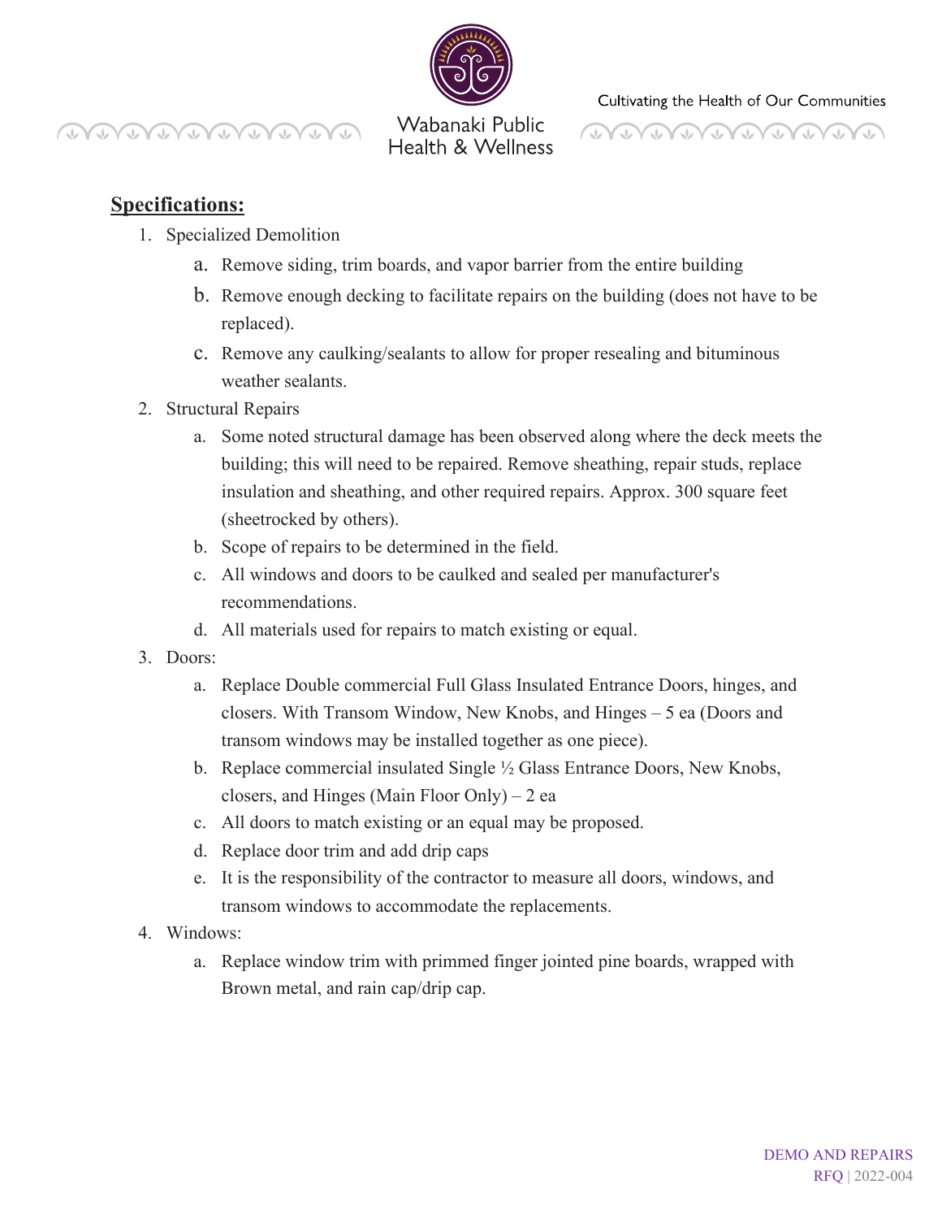## Specifications:

1. Specialized Demolition
   a. Remove siding, trim boards, and vapor barrier from the entire building
   b. Remove enough decking to facilitate repairs on the building (does not have to be replaced).
   c. Remove any caulking/sealants to allow for proper resealing and bituminous weather sealants.
2. Structural Repairs
   a. Some noted structural damage has been observed along where the deck meets the building; this will need to be repaired. Remove sheathing, repair studs, replace insulation and sheathing, and other required repairs. Approx. 300 square feet (sheetrocked by others).
   b. Scope of repairs to be determined in the field.
   c. All windows and doors to be caulked and sealed per manufacturer's recommendations.
   d. All materials used for repairs to match existing or equal.
3. Doors:
   a. Replace Double commercial Full Glass Insulated Entrance Doors, hinges, and closers. With Transom Window, New Knobs, and Hinges – 5 ea (Doors and transom windows may be installed together as one piece).
   b. Replace commercial insulated Single ½ Glass Entrance Doors, New Knobs, closers, and Hinges (Main Floor Only) – 2 ea
   c. All doors to match existing or an equal may be proposed.
   d. Replace door trim and add drip caps
   e. It is the responsibility of the contractor to measure all doors, windows, and transom windows to accommodate the replacements.
4. Windows:
   a. Replace window trim with primmed finger jointed pine boards, wrapped with Brown metal, and rain cap/drip cap.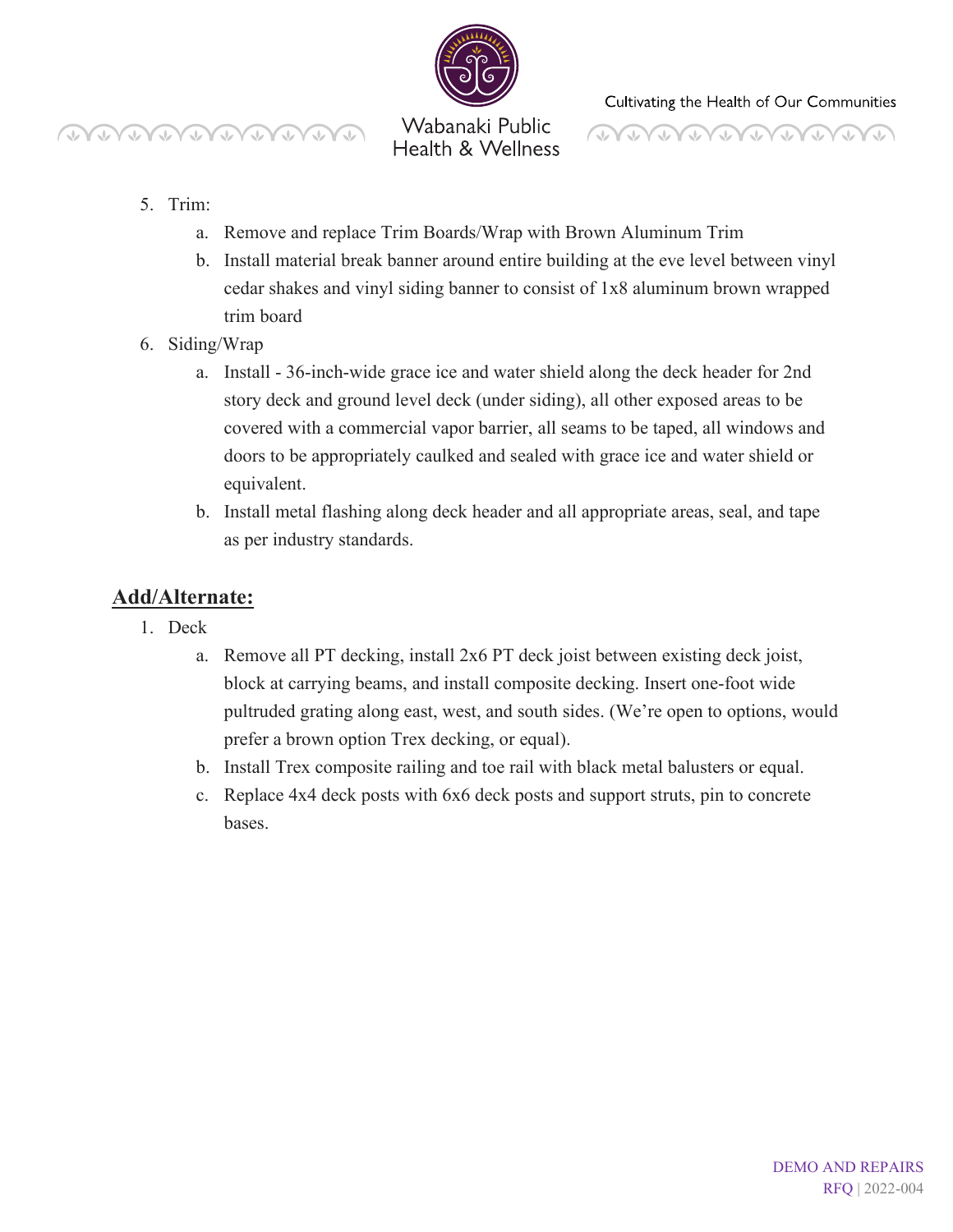5. Trim:
    a. Remove and replace Trim Boards/Wrap with Brown Aluminum Trim
    b. Install material break banner around entire building at the eve level between vinyl cedar shakes and vinyl siding banner to consist of 1x8 aluminum brown wrapped trim board
6. Siding/Wrap
    a. Install - 36-inch-wide grace ice and water shield along the deck header for 2nd story deck and ground level deck (under siding), all other exposed areas to be covered with a commercial vapor barrier, all seams to be taped, all windows and doors to be appropriately caulked and sealed with grace ice and water shield or equivalent.
    b. Install metal flashing along deck header and all appropriate areas, seal, and tape as per industry standards.

## Add/Alternate:

1. Deck
    a. Remove all PT decking, install 2x6 PT deck joist between existing deck joist, block at carrying beams, and install composite decking. Insert one-foot wide pultruded grating along east, west, and south sides. (We're open to options, would prefer a brown option Trex decking, or equal).
    b. Install Trex composite railing and toe rail with black metal balusters or equal.
    c. Replace 4x4 deck posts with 6x6 deck posts and support struts, pin to concrete bases.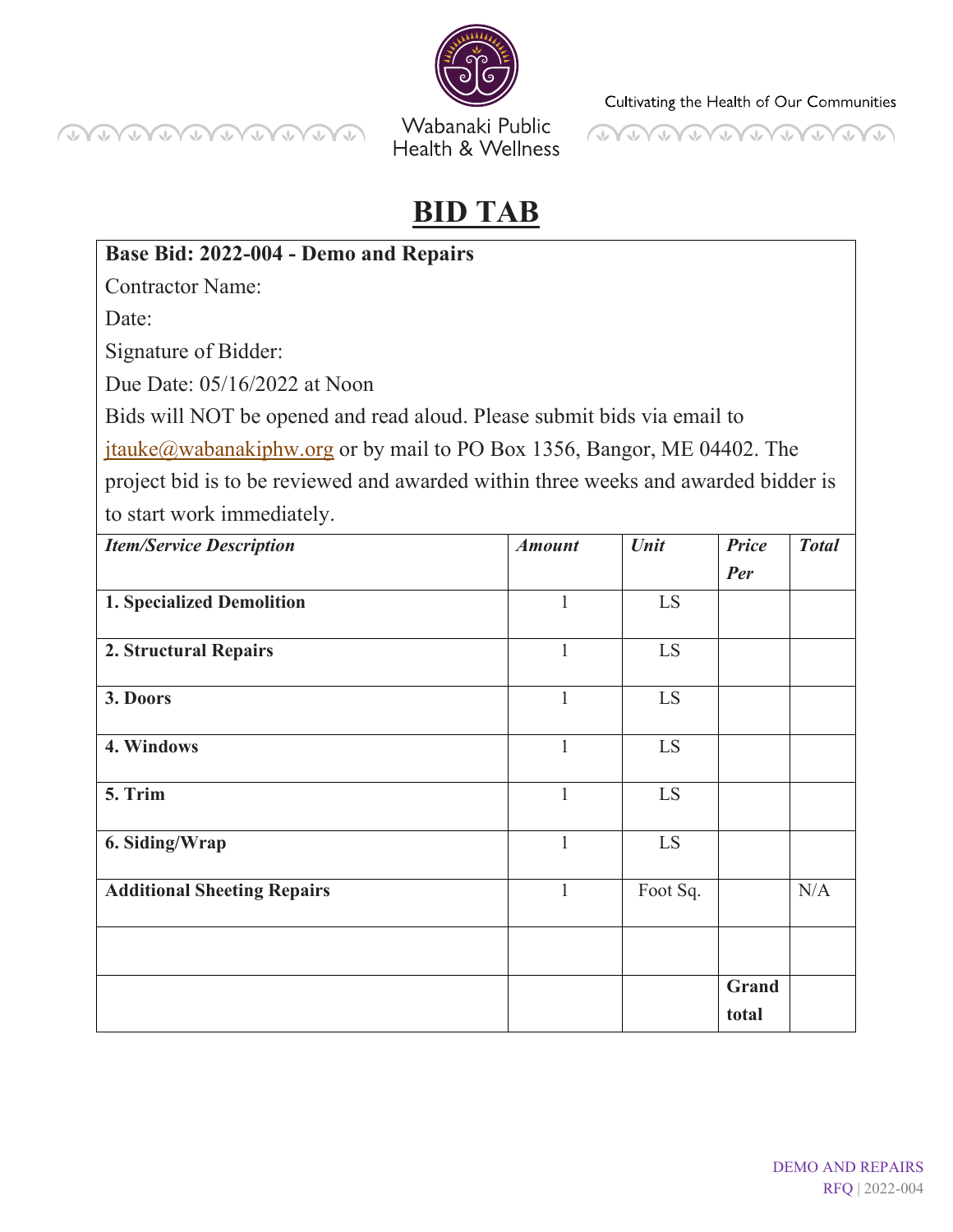Wabanaki Public Health & Wellness

Cultivating the Health of Our Communities

# BID TAB

**Base Bid: 2022-004 - Demo and Repairs**

Contractor Name:

Date:

Signature of Bidder:

Due Date: 05/16/2022 at Noon

Bids will NOT be opened and read aloud. Please submit bids via email to jtauke@wabanakiphw.org or by mail to PO Box 1356, Bangor, ME 04402. The project bid is to be reviewed and awarded within three weeks and awarded bidder is to start work immediately.

| ***Item/Service Description*** | ***Amount*** | ***Unit*** | ***Price Per*** | ***Total*** |
|---|---|---|---|---|
| **1. Specialized Demolition** | 1 | LS | | |
| **2. Structural Repairs** | 1 | LS | | |
| **3. Doors** | 1 | LS | | |
| **4. Windows** | 1 | LS | | |
| **5. Trim** | 1 | LS | | |
| **6. Siding/Wrap** | 1 | LS | | |
| **Additional Sheeting Repairs** | 1 | Foot Sq. | | N/A |
| | | | | |
| | | | **Grand total** | |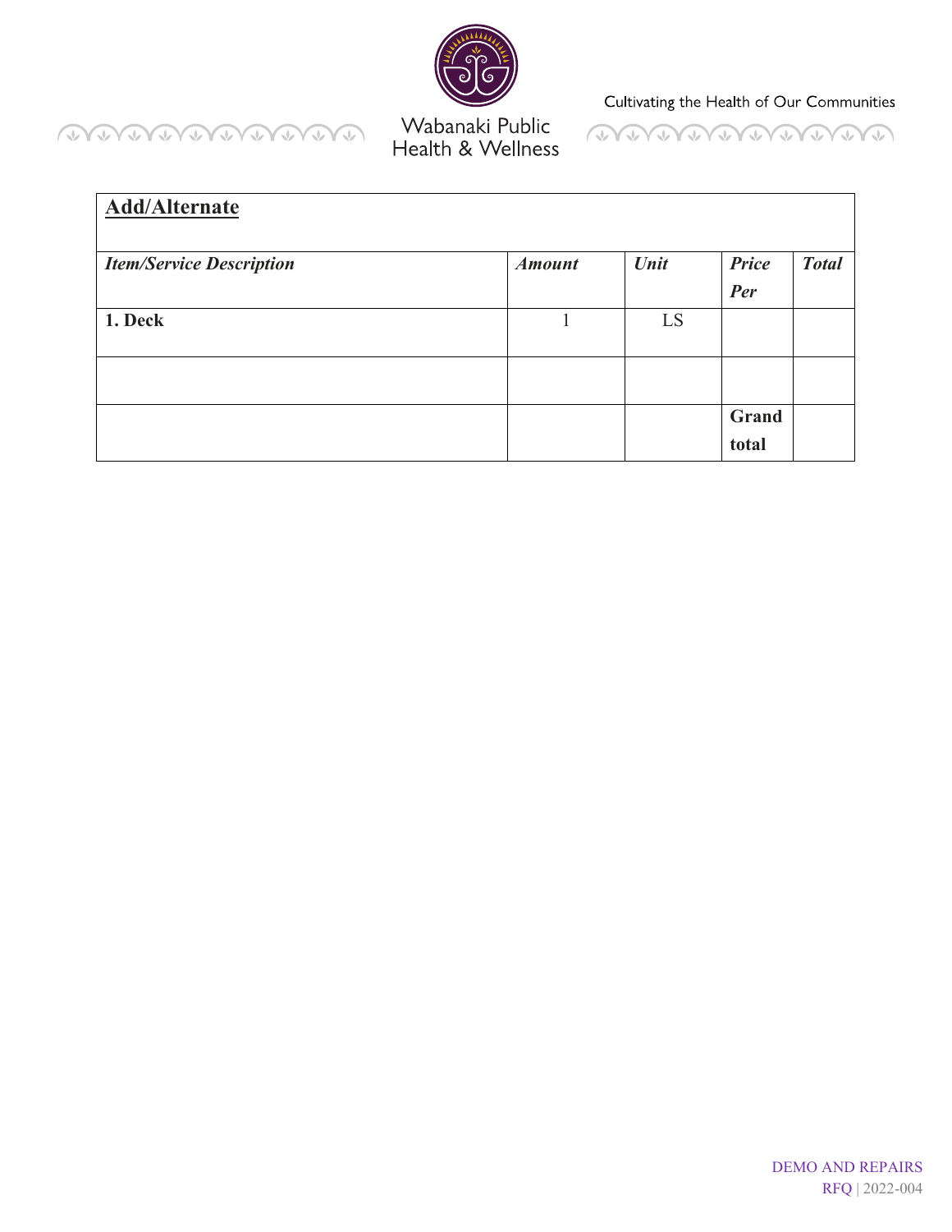| **Add/Alternate** | | | | |
|---|---|---|---|---|
| ***Item/Service Description*** | ***Amount*** | ***Unit*** | ***Price Per*** | ***Total*** |
| **1. Deck** | 1 | LS | | |
| | | | | |
| | | | **Grand total** | |